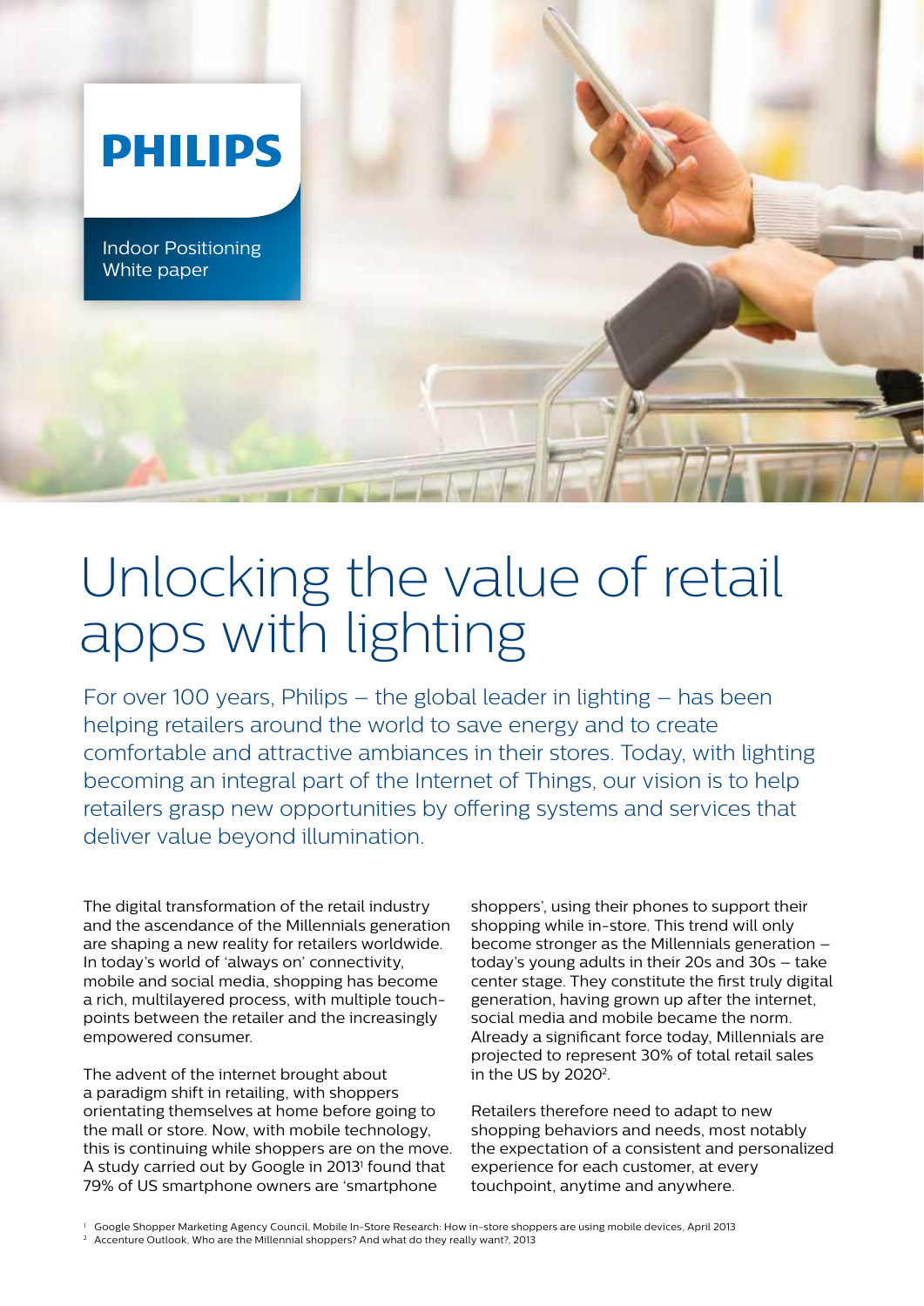PHILIPS

Indoor Positioning
White paper

# Unlocking the value of retail apps with lighting

For over 100 years, Philips – the global leader in lighting – has been helping retailers around the world to save energy and to create comfortable and attractive ambiances in their stores. Today, with lighting becoming an integral part of the Internet of Things, our vision is to help retailers grasp new opportunities by offering systems and services that deliver value beyond illumination.

The digital transformation of the retail industry and the ascendance of the Millennials generation are shaping a new reality for retailers worldwide. In today's world of 'always on' connectivity, mobile and social media, shopping has become a rich, multilayered process, with multiple touch-points between the retailer and the increasingly empowered consumer.

The advent of the internet brought about a paradigm shift in retailing, with shoppers orientating themselves at home before going to the mall or store. Now, with mobile technology, this is continuing while shoppers are on the move. A study carried out by Google in 2013[1] found that 79% of US smartphone owners are 'smartphone shoppers', using their phones to support their shopping while in-store. This trend will only become stronger as the Millennials generation – today's young adults in their 20s and 30s – take center stage. They constitute the first truly digital generation, having grown up after the internet, social media and mobile became the norm. Already a significant force today, Millennials are projected to represent 30% of total retail sales in the US by 2020[2].

Retailers therefore need to adapt to new shopping behaviors and needs, most notably the expectation of a consistent and personalized experience for each customer, at every touchpoint, anytime and anywhere.

[1] Google Shopper Marketing Agency Council, Mobile In-Store Research: How in-store shoppers are using mobile devices, April 2013
[2] Accenture Outlook, Who are the Millennial shoppers? And what do they really want?, 2013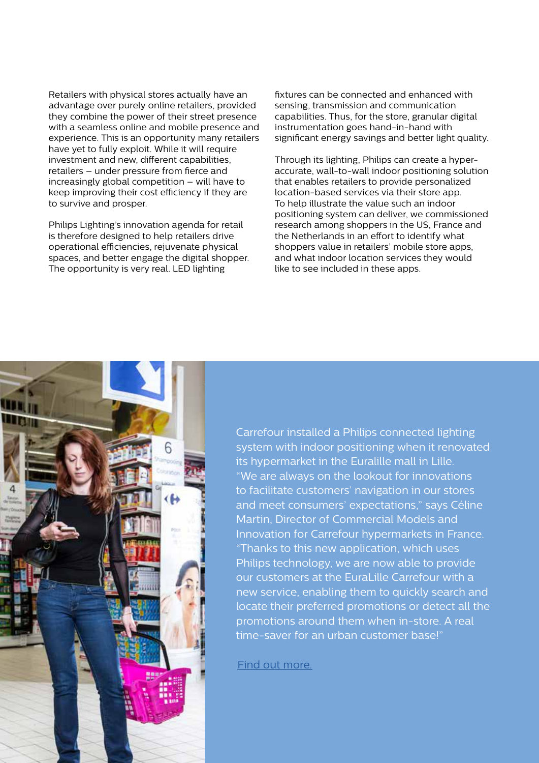Retailers with physical stores actually have an advantage over purely online retailers, provided they combine the power of their street presence with a seamless online and mobile presence and experience. This is an opportunity many retailers have yet to fully exploit. While it will require investment and new, different capabilities, retailers – under pressure from fierce and increasingly global competition – will have to keep improving their cost efficiency if they are to survive and prosper.

Philips Lighting's innovation agenda for retail is therefore designed to help retailers drive operational efficiencies, rejuvenate physical spaces, and better engage the digital shopper. The opportunity is very real. LED lighting fixtures can be connected and enhanced with sensing, transmission and communication capabilities. Thus, for the store, granular digital instrumentation goes hand-in-hand with significant energy savings and better light quality.

Through its lighting, Philips can create a hyper-accurate, wall-to-wall indoor positioning solution that enables retailers to provide personalized location-based services via their store app. To help illustrate the value such an indoor positioning system can deliver, we commissioned research among shoppers in the US, France and the Netherlands in an effort to identify what shoppers value in retailers' mobile store apps, and what indoor location services they would like to see included in these apps.

Carrefour installed a Philips connected lighting system with indoor positioning when it renovated its hypermarket in the Euralille mall in Lille. "We are always on the lookout for innovations to facilitate customers' navigation in our stores and meet consumers' expectations," says Céline Martin, Director of Commercial Models and Innovation for Carrefour hypermarkets in France. "Thanks to this new application, which uses Philips technology, we are now able to provide our customers at the EuraLille Carrefour with a new service, enabling them to quickly search and locate their preferred promotions or detect all the promotions around them when in-store. A real time-saver for an urban customer base!"

Find out more.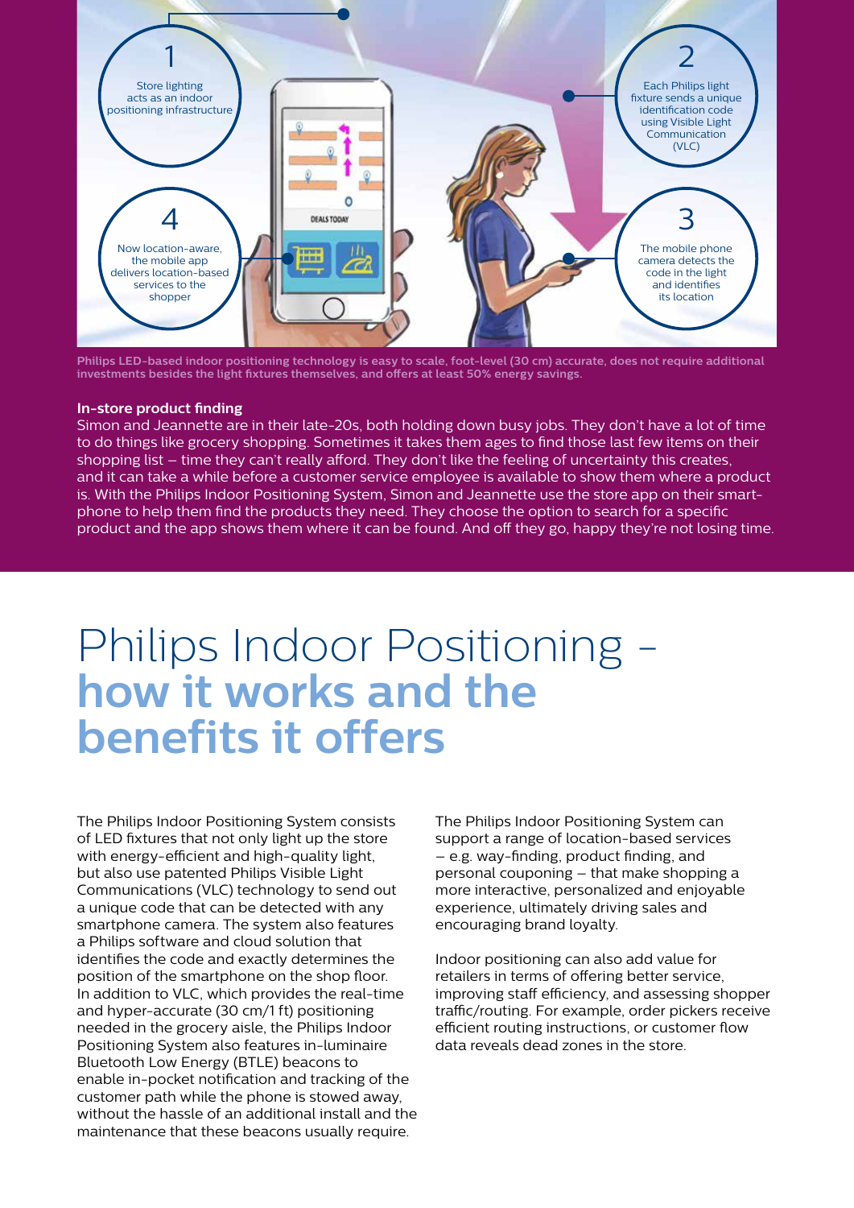1 Store lighting acts as an indoor positioning infrastructure

2 Each Philips light fixture sends a unique identification code using Visible Light Communication (VLC)

3 The mobile phone camera detects the code in the light and identifies its location

4 Now location-aware, the mobile app delivers location-based services to the shopper

**Philips LED-based indoor positioning technology is easy to scale, foot-level (30 cm) accurate, does not require additional investments besides the light fixtures themselves, and offers at least 50% energy savings.**

**In-store product finding**

Simon and Jeannette are in their late-20s, both holding down busy jobs. They don't have a lot of time to do things like grocery shopping. Sometimes it takes them ages to find those last few items on their shopping list – time they can't really afford. They don't like the feeling of uncertainty this creates, and it can take a while before a customer service employee is available to show them where a product is. With the Philips Indoor Positioning System, Simon and Jeannette use the store app on their smartphone to help them find the products they need. They choose the option to search for a specific product and the app shows them where it can be found. And off they go, happy they're not losing time.

# Philips Indoor Positioning – **how it works and the benefits it offers**

The Philips Indoor Positioning System consists of LED fixtures that not only light up the store with energy-efficient and high-quality light, but also use patented Philips Visible Light Communications (VLC) technology to send out a unique code that can be detected with any smartphone camera. The system also features a Philips software and cloud solution that identifies the code and exactly determines the position of the smartphone on the shop floor. In addition to VLC, which provides the real-time and hyper-accurate (30 cm/1 ft) positioning needed in the grocery aisle, the Philips Indoor Positioning System also features in-luminaire Bluetooth Low Energy (BTLE) beacons to enable in-pocket notification and tracking of the customer path while the phone is stowed away, without the hassle of an additional install and the maintenance that these beacons usually require.

The Philips Indoor Positioning System can support a range of location-based services – e.g. way-finding, product finding, and personal couponing – that make shopping a more interactive, personalized and enjoyable experience, ultimately driving sales and encouraging brand loyalty.

Indoor positioning can also add value for retailers in terms of offering better service, improving staff efficiency, and assessing shopper traffic/routing. For example, order pickers receive efficient routing instructions, or customer flow data reveals dead zones in the store.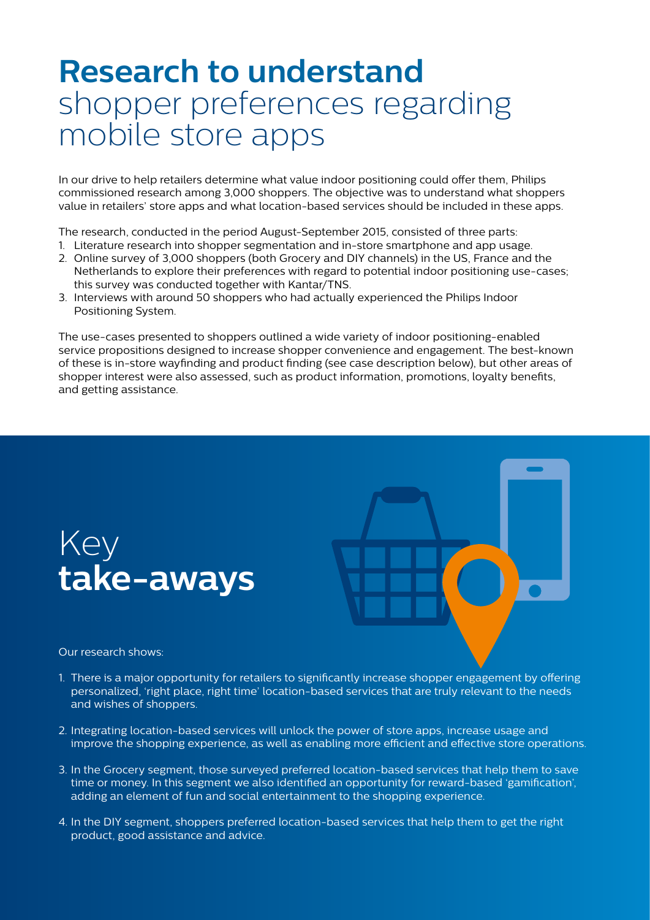# Research to understand shopper preferences regarding mobile store apps

In our drive to help retailers determine what value indoor positioning could offer them, Philips commissioned research among 3,000 shoppers. The objective was to understand what shoppers value in retailers' store apps and what location-based services should be included in these apps.

The research, conducted in the period August-September 2015, consisted of three parts:

1. Literature research into shopper segmentation and in-store smartphone and app usage.
2. Online survey of 3,000 shoppers (both Grocery and DIY channels) in the US, France and the Netherlands to explore their preferences with regard to potential indoor positioning use-cases; this survey was conducted together with Kantar/TNS.
3. Interviews with around 50 shoppers who had actually experienced the Philips Indoor Positioning System.

The use-cases presented to shoppers outlined a wide variety of indoor positioning-enabled service propositions designed to increase shopper convenience and engagement. The best-known of these is in-store wayfinding and product finding (see case description below), but other areas of shopper interest were also assessed, such as product information, promotions, loyalty benefits, and getting assistance.

## Key **take-aways**

Our research shows:

1. There is a major opportunity for retailers to significantly increase shopper engagement by offering personalized, 'right place, right time' location-based services that are truly relevant to the needs and wishes of shoppers.

2. Integrating location-based services will unlock the power of store apps, increase usage and improve the shopping experience, as well as enabling more efficient and effective store operations.

3. In the Grocery segment, those surveyed preferred location-based services that help them to save time or money. In this segment we also identified an opportunity for reward-based 'gamification', adding an element of fun and social entertainment to the shopping experience.

4. In the DIY segment, shoppers preferred location-based services that help them to get the right product, good assistance and advice.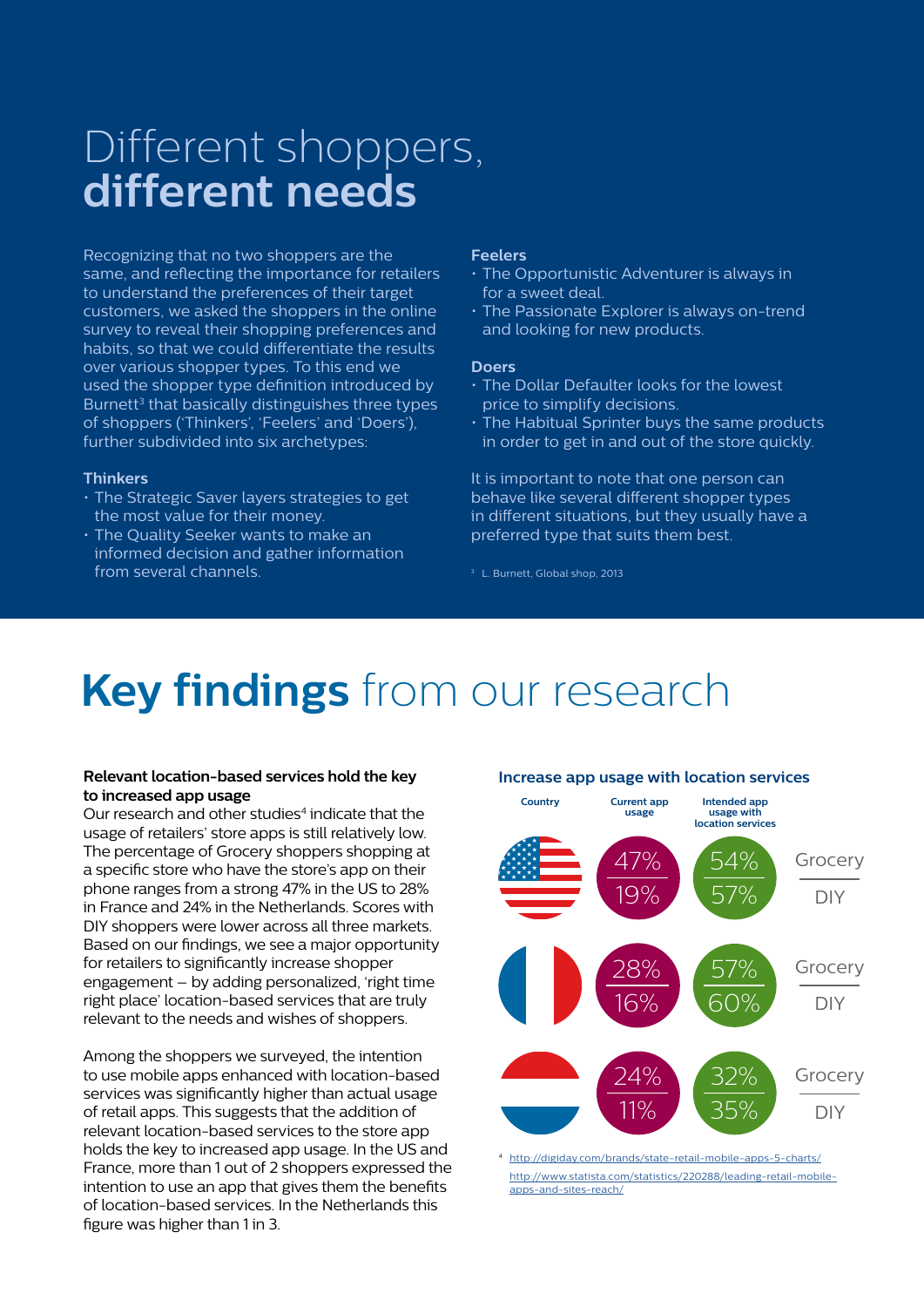# Different shoppers, **different needs**

Recognizing that no two shoppers are the same, and reflecting the importance for retailers to understand the preferences of their target customers, we asked the shoppers in the online survey to reveal their shopping preferences and habits, so that we could differentiate the results over various shopper types. To this end we used the shopper type definition introduced by Burnett[3] that basically distinguishes three types of shoppers ('Thinkers', 'Feelers' and 'Doers'), further subdivided into six archetypes:

**Thinkers**

- The Strategic Saver layers strategies to get the most value for their money.
- The Quality Seeker wants to make an informed decision and gather information from several channels.

**Feelers**

- The Opportunistic Adventurer is always in for a sweet deal.
- The Passionate Explorer is always on-trend and looking for new products.

**Doers**

- The Dollar Defaulter looks for the lowest price to simplify decisions.
- The Habitual Sprinter buys the same products in order to get in and out of the store quickly.

It is important to note that one person can behave like several different shopper types in different situations, but they usually have a preferred type that suits them best.

[3] L. Burnett, Global shop, 2013

# **Key findings** from our research

**Relevant location-based services hold the key to increased app usage**

Our research and other studies[4] indicate that the usage of retailers' store apps is still relatively low. The percentage of Grocery shoppers shopping at a specific store who have the store's app on their phone ranges from a strong 47% in the US to 28% in France and 24% in the Netherlands. Scores with DIY shoppers were lower across all three markets. Based on our findings, we see a major opportunity for retailers to significantly increase shopper engagement – by adding personalized, 'right time right place' location-based services that are truly relevant to the needs and wishes of shoppers.

Among the shoppers we surveyed, the intention to use mobile apps enhanced with location-based services was significantly higher than actual usage of retail apps. This suggests that the addition of relevant location-based services to the store app holds the key to increased app usage. In the US and France, more than 1 out of 2 shoppers expressed the intention to use an app that gives them the benefits of location-based services. In the Netherlands this figure was higher than 1 in 3.

**Increase app usage with location services**

| Country | Current app usage | Intended app usage with location services | |
|---|---|---|---|
| US | 47% | 54% | Grocery |
| | 19% | 57% | DIY |
| France | 28% | 57% | Grocery |
| | 16% | 60% | DIY |
| Netherlands | 24% | 32% | Grocery |
| | 11% | 35% | DIY |

[4] http://digiday.com/brands/state-retail-mobile-apps-5-charts/
http://www.statista.com/statistics/220288/leading-retail-mobile-apps-and-sites-reach/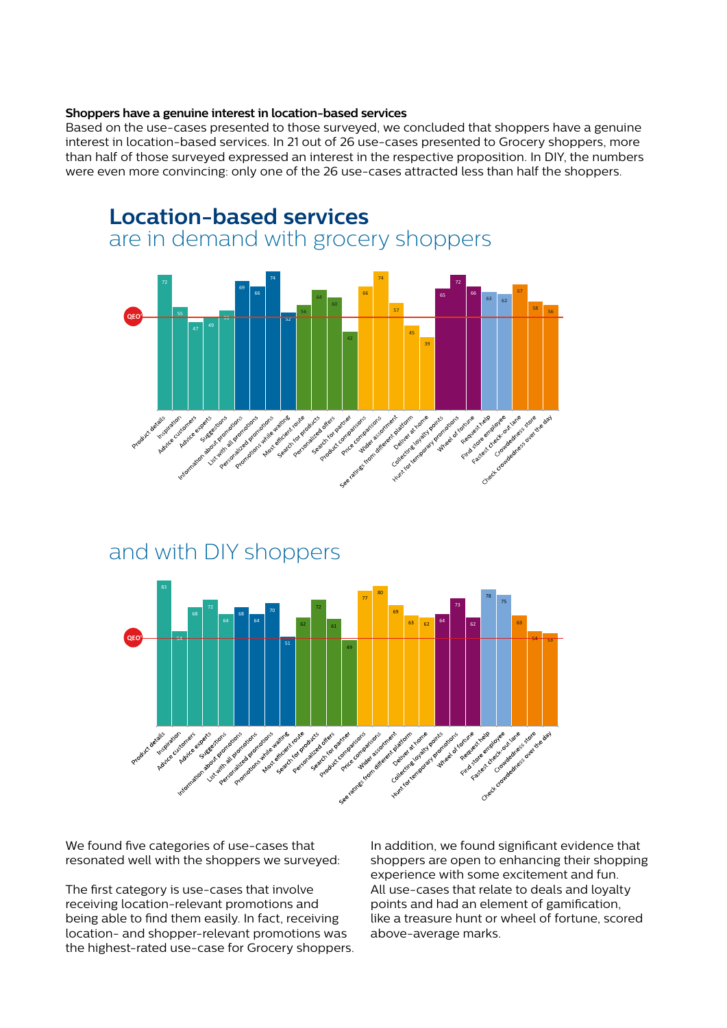**Shoppers have a genuine interest in location-based services**
Based on the use-cases presented to those surveyed, we concluded that shoppers have a genuine interest in location-based services. In 21 out of 26 use-cases presented to Grocery shoppers, more than half of those surveyed expressed an interest in the respective proposition. In DIY, the numbers were even more convincing: only one of the 26 use-cases attracted less than half the shoppers.

## Location-based services
are in demand with grocery shoppers

| Use-case | Grocery |
|---|---|
| Product details | 72 |
| Inspiration | 55 |
| Advice customers | 47 |
| Advice experts | 49 |
| Suggestions | 53 |
| Information about promotions | 69 |
| List with all promotions | 66 |
| Personalized promotions | 74 |
| Promotions while waiting | 52 |
| Most efficient route | 56 |
| Search for products | 64 |
| Personalized offers | 60 |
| Search for partner | 42 |
| Product comparisons | 66 |
| Price comparisons | 74 |
| Wider assortment | 57 |
| See ratings from different platform | 45 |
| Deliver at home | 39 |
| Collecting loyalty points | 65 |
| Hunt for temporary promotions | 72 |
| Wheel of fortune | 66 |
| Request help | 63 |
| Find store employee | 62 |
| Fastest check-out lane | 67 |
| Crowdedness store | 58 |
| Check crowdedness over the day | 56 |

QEO

and with DIY shoppers

| Use-case | DIY |
|---|---|
| Product details | 83 |
| Inspiration | 54 |
| Advice customers | 68 |
| Advice experts | 72 |
| Suggestions | 64 |
| Information about promotions | 68 |
| List with all promotions | 64 |
| Personalized promotions | 70 |
| Promotions while waiting | 51 |
| Most efficient route | 62 |
| Search for products | 72 |
| Personalized offers | 61 |
| Search for partner | 49 |
| Product comparisons | 77 |
| Price comparisons | 80 |
| Wider assortment | 69 |
| See ratings from different platform | 63 |
| Deliver at home | 62 |
| Collecting loyalty points | 64 |
| Hunt for temporary promotions | 73 |
| Wheel of fortune | 62 |
| Request help | 78 |
| Find store employee | 75 |
| Fastest check-out lane | 63 |
| Crowdedness store | 54 |
| Check crowdedness over the day | 53 |

QEO

We found five categories of use-cases that resonated well with the shoppers we surveyed:

The first category is use-cases that involve receiving location-relevant promotions and being able to find them easily. In fact, receiving location- and shopper-relevant promotions was the highest-rated use-case for Grocery shoppers.

In addition, we found significant evidence that shoppers are open to enhancing their shopping experience with some excitement and fun. All use-cases that relate to deals and loyalty points and had an element of gamification, like a treasure hunt or wheel of fortune, scored above-average marks.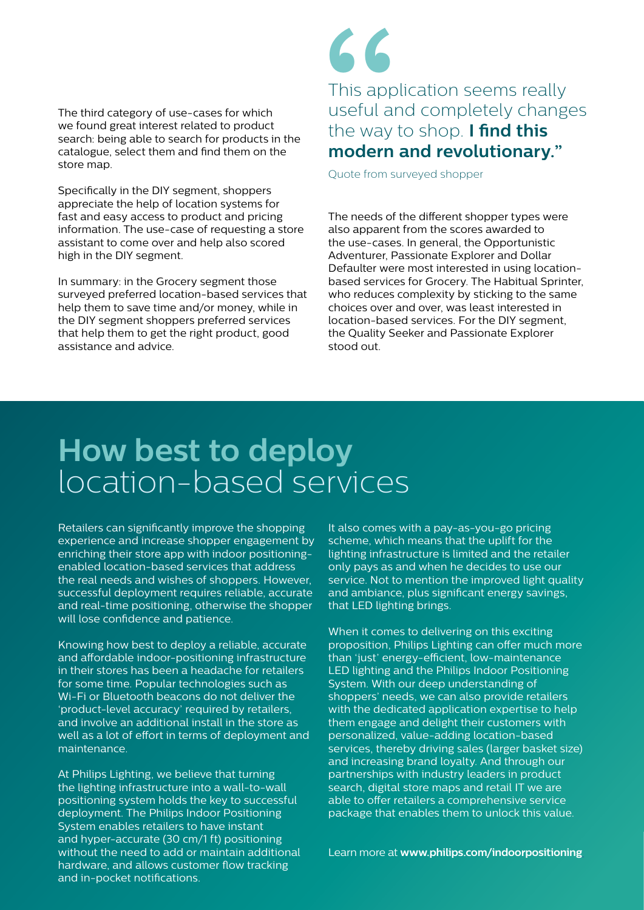The third category of use-cases for which we found great interest related to product search: being able to search for products in the catalogue, select them and find them on the store map.

Specifically in the DIY segment, shoppers appreciate the help of location systems for fast and easy access to product and pricing information. The use-case of requesting a store assistant to come over and help also scored high in the DIY segment.

In summary: in the Grocery segment those surveyed preferred location-based services that help them to save time and/or money, while in the DIY segment shoppers preferred services that help them to get the right product, good assistance and advice.

> This application seems really useful and completely changes the way to shop. **I find this modern and revolutionary.**"
>
> Quote from surveyed shopper

The needs of the different shopper types were also apparent from the scores awarded to the use-cases. In general, the Opportunistic Adventurer, Passionate Explorer and Dollar Defaulter were most interested in using location-based services for Grocery. The Habitual Sprinter, who reduces complexity by sticking to the same choices over and over, was least interested in location-based services. For the DIY segment, the Quality Seeker and Passionate Explorer stood out.

# **How best to deploy** location-based services

Retailers can significantly improve the shopping experience and increase shopper engagement by enriching their store app with indoor positioning-enabled location-based services that address the real needs and wishes of shoppers. However, successful deployment requires reliable, accurate and real-time positioning, otherwise the shopper will lose confidence and patience.

Knowing how best to deploy a reliable, accurate and affordable indoor-positioning infrastructure in their stores has been a headache for retailers for some time. Popular technologies such as Wi-Fi or Bluetooth beacons do not deliver the 'product-level accuracy' required by retailers, and involve an additional install in the store as well as a lot of effort in terms of deployment and maintenance.

At Philips Lighting, we believe that turning the lighting infrastructure into a wall-to-wall positioning system holds the key to successful deployment. The Philips Indoor Positioning System enables retailers to have instant and hyper-accurate (30 cm/1 ft) positioning without the need to add or maintain additional hardware, and allows customer flow tracking and in-pocket notifications.

It also comes with a pay-as-you-go pricing scheme, which means that the uplift for the lighting infrastructure is limited and the retailer only pays as and when he decides to use our service. Not to mention the improved light quality and ambiance, plus significant energy savings, that LED lighting brings.

When it comes to delivering on this exciting proposition, Philips Lighting can offer much more than 'just' energy-efficient, low-maintenance LED lighting and the Philips Indoor Positioning System. With our deep understanding of shoppers' needs, we can also provide retailers with the dedicated application expertise to help them engage and delight their customers with personalized, value-adding location-based services, thereby driving sales (larger basket size) and increasing brand loyalty. And through our partnerships with industry leaders in product search, digital store maps and retail IT we are able to offer retailers a comprehensive service package that enables them to unlock this value.

Learn more at **www.philips.com/indoorpositioning**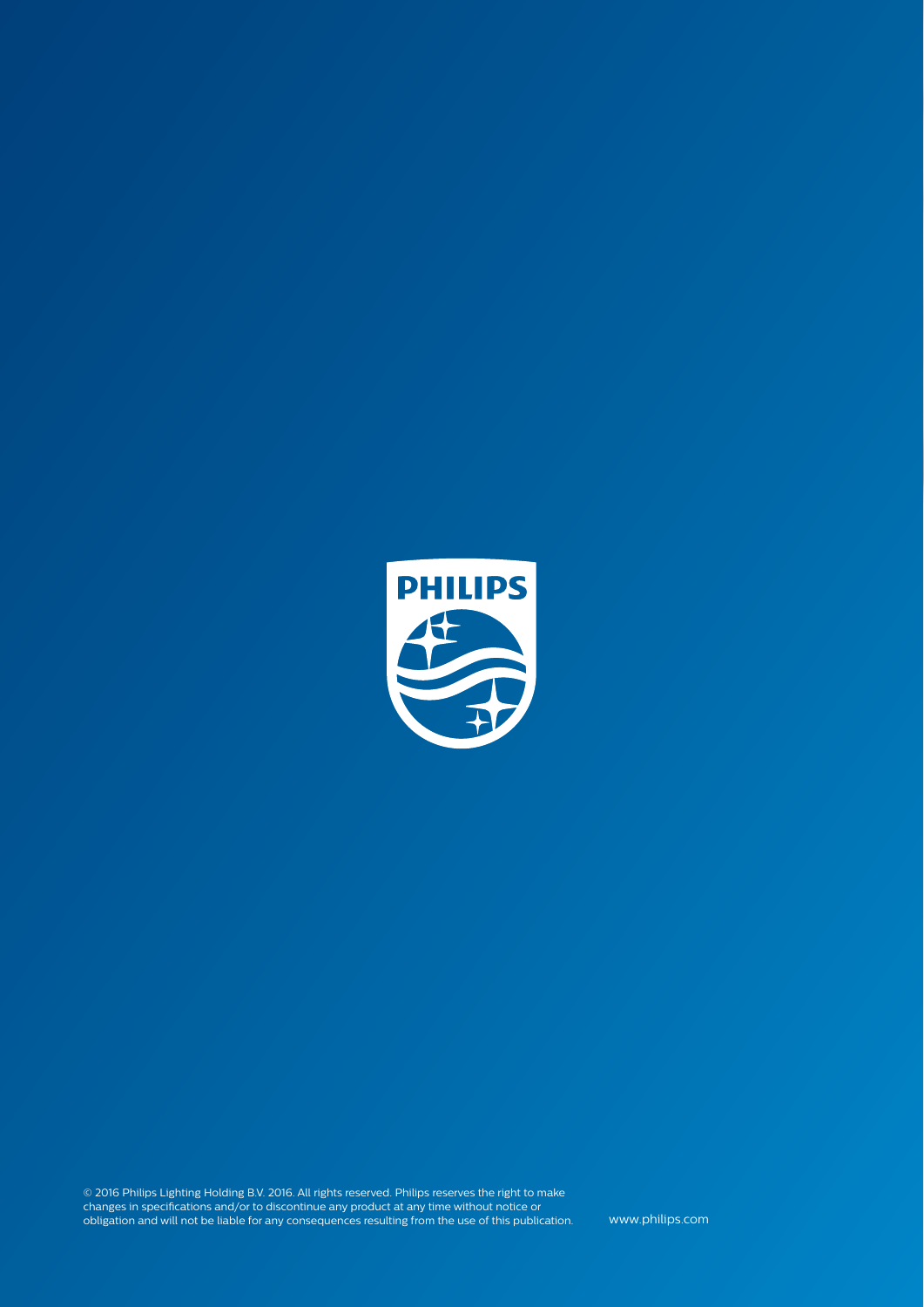PHILIPS

© 2016 Philips Lighting Holding B.V. 2016. All rights reserved. Philips reserves the right to make changes in specifications and/or to discontinue any product at any time without notice or obligation and will not be liable for any consequences resulting from the use of this publication.

www.philips.com